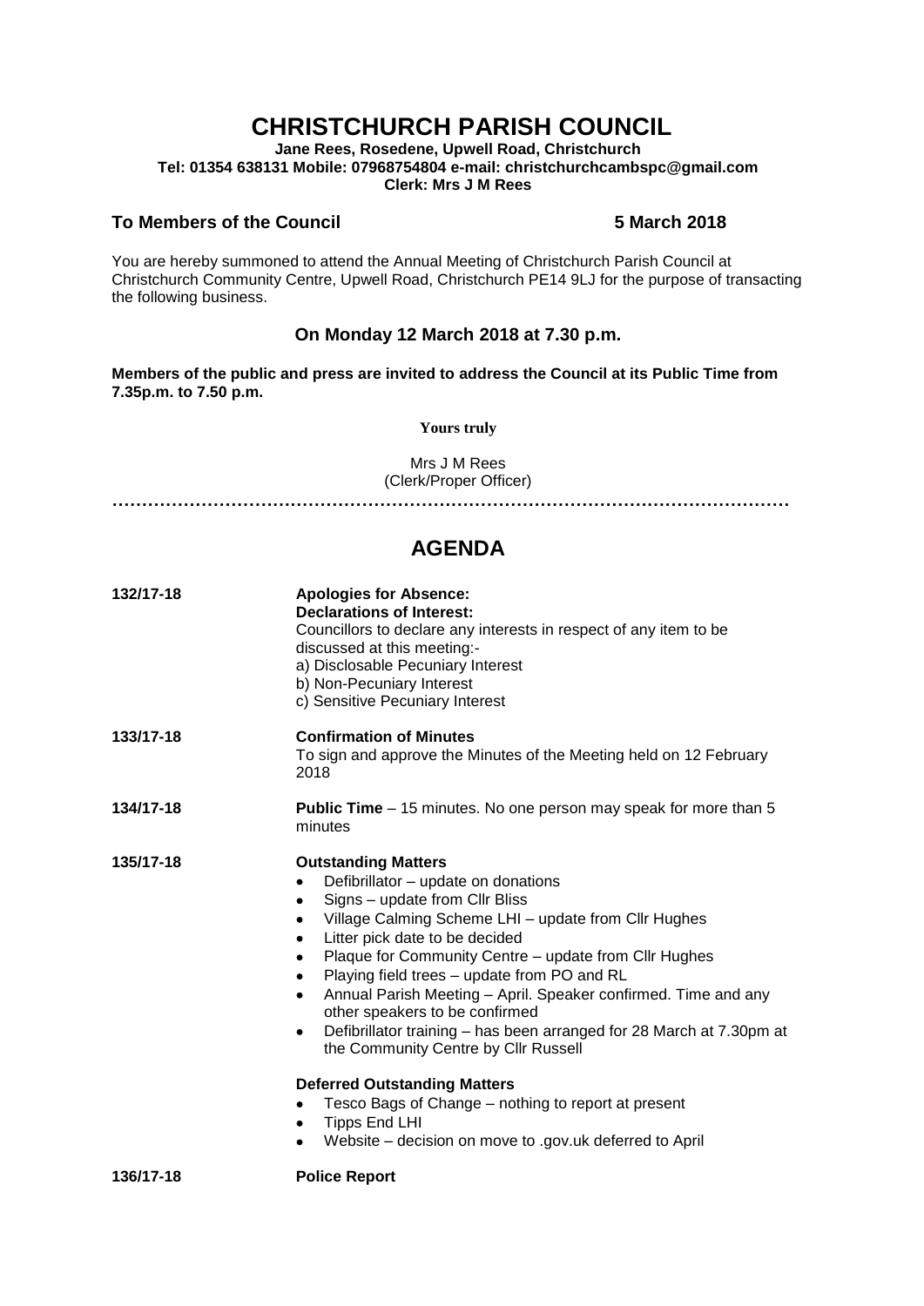# CHRISTCHURCH PARISH COUNCIL

**Jane Rees, Rosedene, Upwell Road, Christchurch**
**Tel: 01354 638131 Mobile: 07968754804 e-mail: christchurchcambspc@gmail.com**
**Clerk: Mrs J M Rees**

**To Members of the Council** **5 March 2018**

You are hereby summoned to attend the Annual Meeting of Christchurch Parish Council at Christchurch Community Centre, Upwell Road, Christchurch PE14 9LJ for the purpose of transacting the following business.

### On Monday 12 March 2018 at 7.30 p.m.

**Members of the public and press are invited to address the Council at its Public Time from 7.35p.m. to 7.50 p.m.**

**Yours truly**

Mrs J M Rees
(Clerk/Proper Officer)

…………………………………………………………………………………………………

## AGENDA

**132/17-18** **Apologies for Absence:**
**Declarations of Interest:**
Councillors to declare any interests in respect of any item to be discussed at this meeting:-
a) Disclosable Pecuniary Interest
b) Non-Pecuniary Interest
c) Sensitive Pecuniary Interest

**133/17-18** **Confirmation of Minutes**
To sign and approve the Minutes of the Meeting held on 12 February 2018

**134/17-18** **Public Time** – 15 minutes. No one person may speak for more than 5 minutes

**135/17-18** **Outstanding Matters**

- Defibrillator – update on donations
- Signs – update from Cllr Bliss
- Village Calming Scheme LHI – update from Cllr Hughes
- Litter pick date to be decided
- Plaque for Community Centre – update from Cllr Hughes
- Playing field trees – update from PO and RL
- Annual Parish Meeting – April. Speaker confirmed. Time and any other speakers to be confirmed
- Defibrillator training – has been arranged for 28 March at 7.30pm at the Community Centre by Cllr Russell

**Deferred Outstanding Matters**

- Tesco Bags of Change – nothing to report at present
- Tipps End LHI
- Website – decision on move to .gov.uk deferred to April

**136/17-18** **Police Report**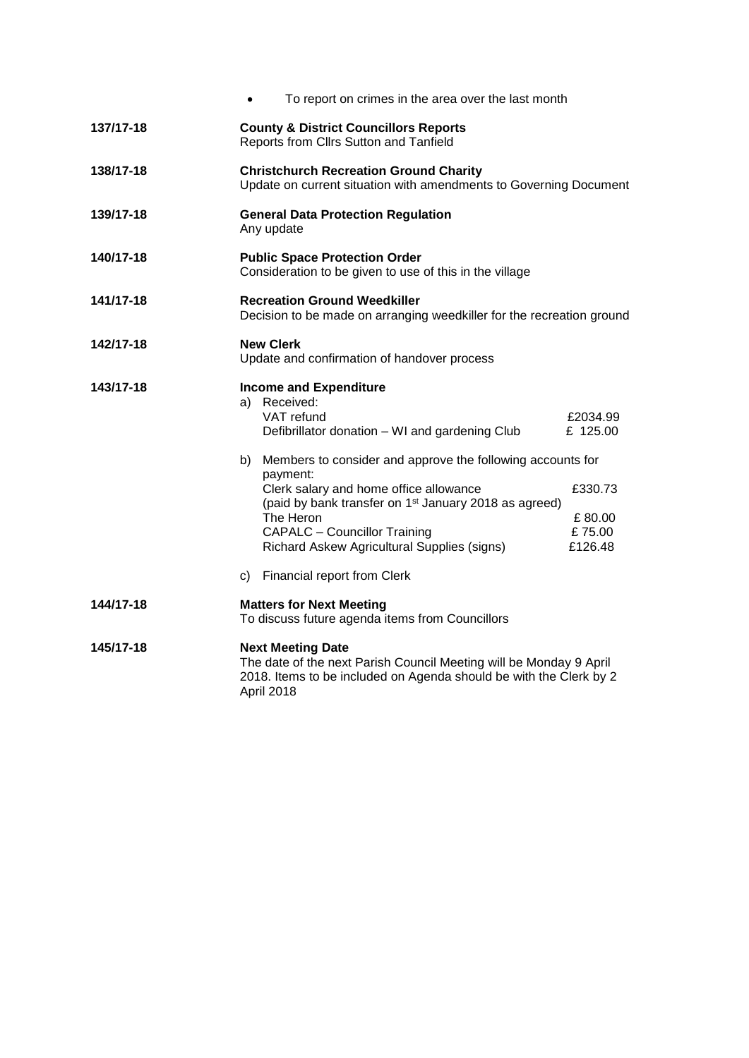- To report on crimes in the area over the last month

**137/17-18** **County & District Councillors Reports**
Reports from Cllrs Sutton and Tanfield

**138/17-18** **Christchurch Recreation Ground Charity**
Update on current situation with amendments to Governing Document

**139/17-18** **General Data Protection Regulation**
Any update

**140/17-18** **Public Space Protection Order**
Consideration to be given to use of this in the village

**141/17-18** **Recreation Ground Weedkiller**
Decision to be made on arranging weedkiller for the recreation ground

**142/17-18** **New Clerk**
Update and confirmation of handover process

**143/17-18** **Income and Expenditure**

a) Received:

| | |
|---|---|
| VAT refund | £2034.99 |
| Defibrillator donation – WI and gardening Club | £ 125.00 |

b) Members to consider and approve the following accounts for payment:

| | |
|---|---|
| Clerk salary and home office allowance (paid by bank transfer on 1st January 2018 as agreed) | £330.73 |
| The Heron | £ 80.00 |
| CAPALC – Councillor Training | £ 75.00 |
| Richard Askew Agricultural Supplies (signs) | £126.48 |

c) Financial report from Clerk

**144/17-18** **Matters for Next Meeting**
To discuss future agenda items from Councillors

**145/17-18** **Next Meeting Date**
The date of the next Parish Council Meeting will be Monday 9 April 2018. Items to be included on Agenda should be with the Clerk by 2 April 2018